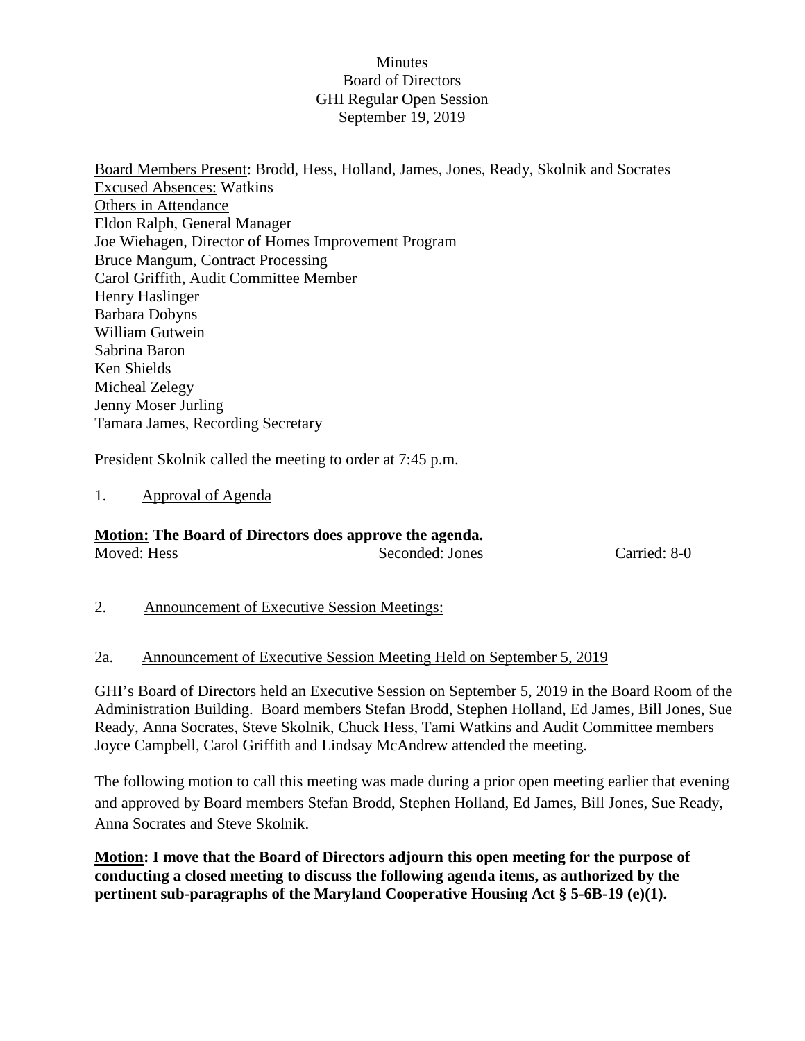Minutes
Board of Directors
GHI Regular Open Session
September 19, 2019

Board Members Present: Brodd, Hess, Holland, James, Jones, Ready, Skolnik and Socrates
Excused Absences: Watkins
Others in Attendance
Eldon Ralph, General Manager
Joe Wiehagen, Director of Homes Improvement Program
Bruce Mangum, Contract Processing
Carol Griffith, Audit Committee Member
Henry Haslinger
Barbara Dobyns
William Gutwein
Sabrina Baron
Ken Shields
Micheal Zelegy
Jenny Moser Jurling
Tamara James, Recording Secretary

President Skolnik called the meeting to order at 7:45 p.m.

1. Approval of Agenda

**Motion: The Board of Directors does approve the agenda.**
Moved: Hess Seconded: Jones Carried: 8-0

2. Announcement of Executive Session Meetings:

2a. Announcement of Executive Session Meeting Held on September 5, 2019

GHI's Board of Directors held an Executive Session on September 5, 2019 in the Board Room of the Administration Building. Board members Stefan Brodd, Stephen Holland, Ed James, Bill Jones, Sue Ready, Anna Socrates, Steve Skolnik, Chuck Hess, Tami Watkins and Audit Committee members Joyce Campbell, Carol Griffith and Lindsay McAndrew attended the meeting.

The following motion to call this meeting was made during a prior open meeting earlier that evening and approved by Board members Stefan Brodd, Stephen Holland, Ed James, Bill Jones, Sue Ready, Anna Socrates and Steve Skolnik.

**Motion: I move that the Board of Directors adjourn this open meeting for the purpose of conducting a closed meeting to discuss the following agenda items, as authorized by the pertinent sub-paragraphs of the Maryland Cooperative Housing Act § 5-6B-19 (e)(1).**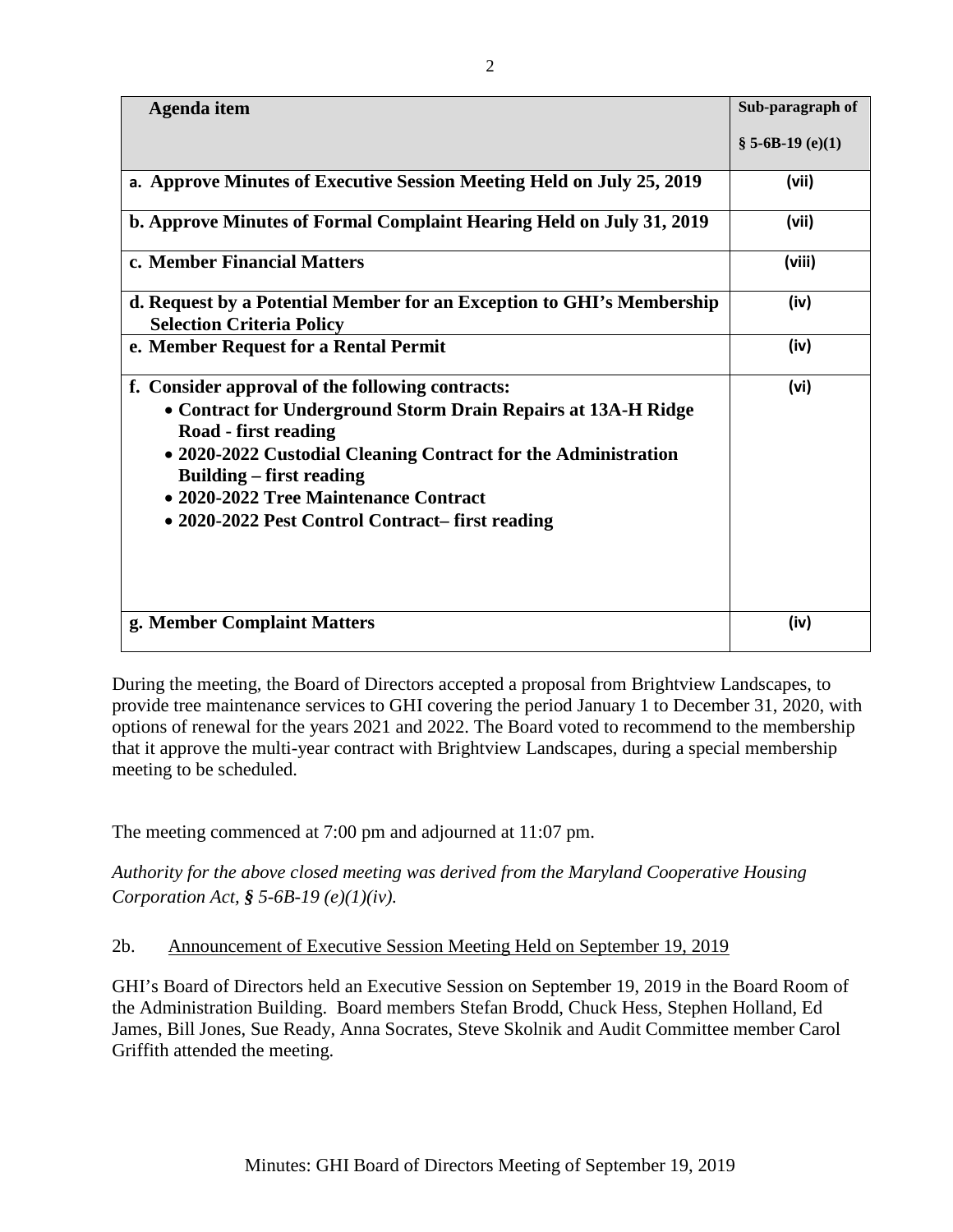| Agenda item | Sub-paragraph of § 5-6B-19 (e)(1) |
|---|---|
| **a. Approve Minutes of Executive Session Meeting Held on July 25, 2019** | **(vii)** |
| **b. Approve Minutes of Formal Complaint Hearing Held on July 31, 2019** | **(vii)** |
| **c. Member Financial Matters** | **(viii)** |
| **d. Request by a Potential Member for an Exception to GHI's Membership Selection Criteria Policy** | **(iv)** |
| **e. Member Request for a Rental Permit** | **(iv)** |
| **f. Consider approval of the following contracts:**<br>• **Contract for Underground Storm Drain Repairs at 13A-H Ridge Road - first reading**<br>• **2020-2022 Custodial Cleaning Contract for the Administration Building – first reading**<br>• **2020-2022 Tree Maintenance Contract**<br>• **2020-2022 Pest Control Contract– first reading** | **(vi)** |
| **g. Member Complaint Matters** | **(iv)** |

During the meeting, the Board of Directors accepted a proposal from Brightview Landscapes, to provide tree maintenance services to GHI covering the period January 1 to December 31, 2020, with options of renewal for the years 2021 and 2022. The Board voted to recommend to the membership that it approve the multi-year contract with Brightview Landscapes, during a special membership meeting to be scheduled.

The meeting commenced at 7:00 pm and adjourned at 11:07 pm.

*Authority for the above closed meeting was derived from the Maryland Cooperative Housing Corporation Act, § 5-6B-19 (e)(1)(iv).*

2b. <u>Announcement of Executive Session Meeting Held on September 19, 2019</u>

GHI's Board of Directors held an Executive Session on September 19, 2019 in the Board Room of the Administration Building. Board members Stefan Brodd, Chuck Hess, Stephen Holland, Ed James, Bill Jones, Sue Ready, Anna Socrates, Steve Skolnik and Audit Committee member Carol Griffith attended the meeting.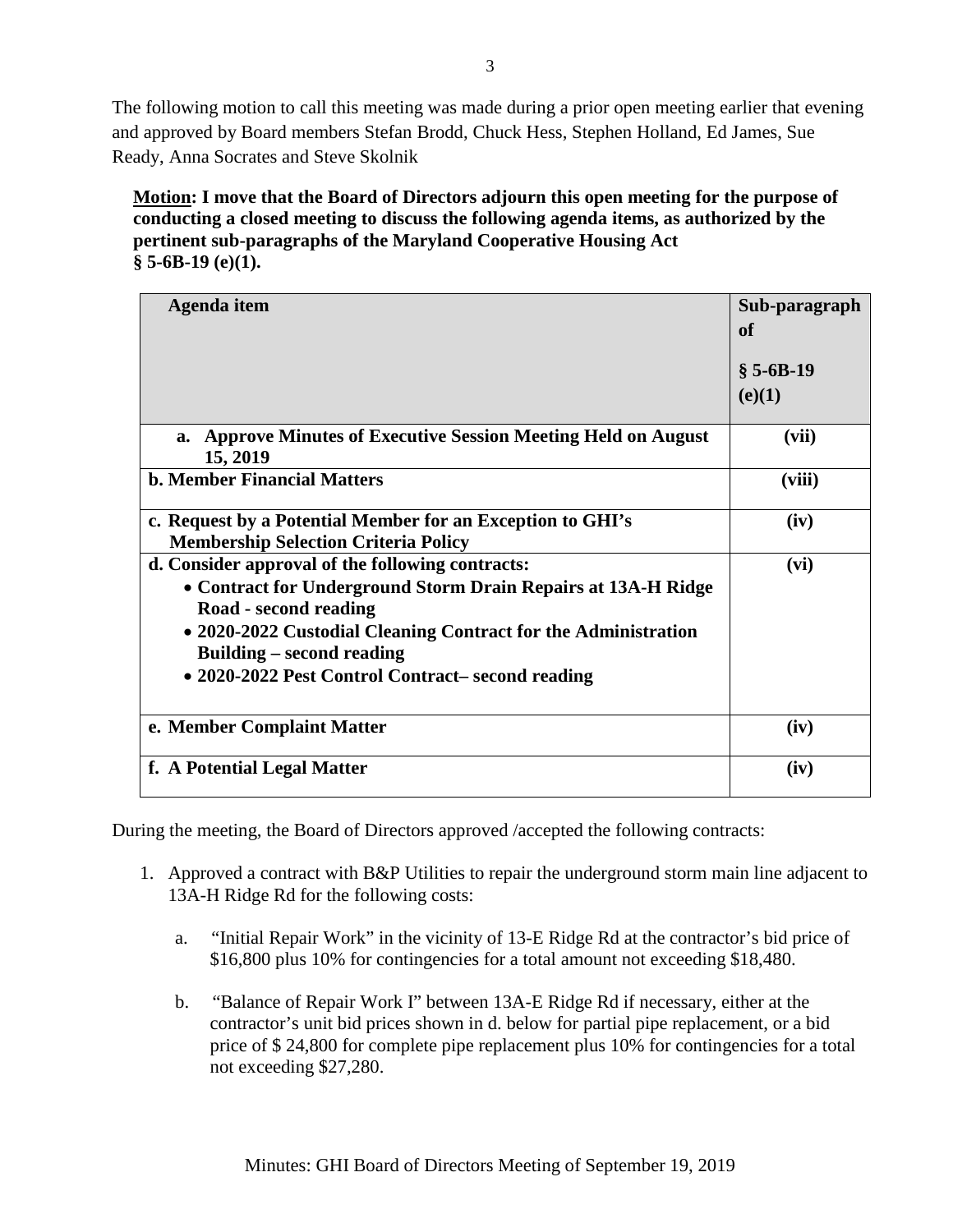The following motion to call this meeting was made during a prior open meeting earlier that evening and approved by Board members Stefan Brodd, Chuck Hess, Stephen Holland, Ed James, Sue Ready, Anna Socrates and Steve Skolnik

**Motion: I move that the Board of Directors adjourn this open meeting for the purpose of conducting a closed meeting to discuss the following agenda items, as authorized by the pertinent sub-paragraphs of the Maryland Cooperative Housing Act § 5-6B-19 (e)(1).**

| Agenda item | Sub-paragraph of § 5-6B-19 (e)(1) |
|---|---|
| **a. Approve Minutes of Executive Session Meeting Held on August 15, 2019** | **(vii)** |
| **b. Member Financial Matters** | **(viii)** |
| **c. Request by a Potential Member for an Exception to GHI's Membership Selection Criteria Policy** | **(iv)** |
| **d. Consider approval of the following contracts:** • **Contract for Underground Storm Drain Repairs at 13A-H Ridge Road - second reading** • **2020-2022 Custodial Cleaning Contract for the Administration Building – second reading** • **2020-2022 Pest Control Contract– second reading** | **(vi)** |
| **e. Member Complaint Matter** | **(iv)** |
| **f. A Potential Legal Matter** | **(iv)** |

During the meeting, the Board of Directors approved /accepted the following contracts:

1. Approved a contract with B&P Utilities to repair the underground storm main line adjacent to 13A-H Ridge Rd for the following costs:

   a. "Initial Repair Work" in the vicinity of 13-E Ridge Rd at the contractor's bid price of $16,800 plus 10% for contingencies for a total amount not exceeding $18,480.

   b. "Balance of Repair Work I" between 13A-E Ridge Rd if necessary, either at the contractor's unit bid prices shown in d. below for partial pipe replacement, or a bid price of $ 24,800 for complete pipe replacement plus 10% for contingencies for a total not exceeding $27,280.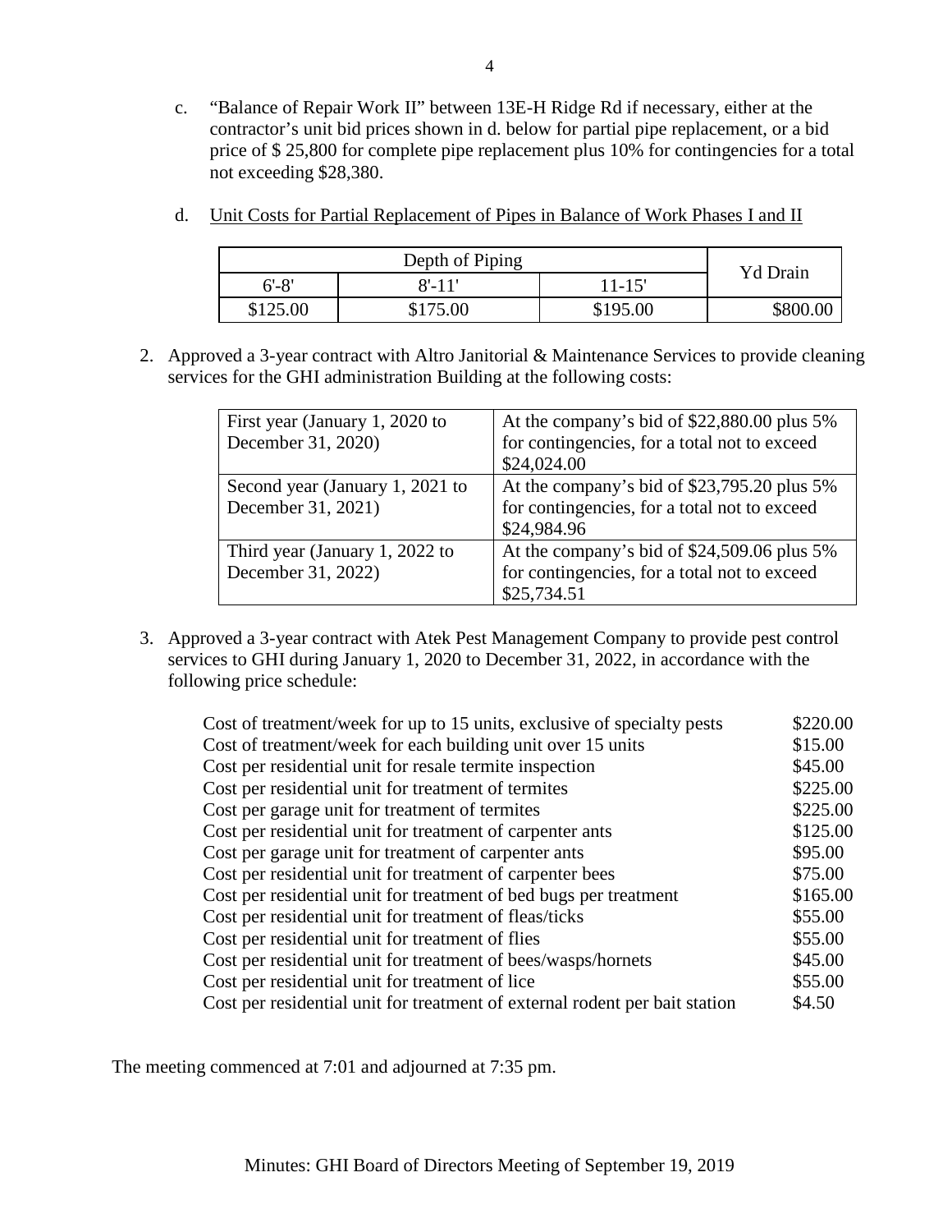c. "Balance of Repair Work II" between 13E-H Ridge Rd if necessary, either at the contractor's unit bid prices shown in d. below for partial pipe replacement, or a bid price of $ 25,800 for complete pipe replacement plus 10% for contingencies for a total not exceeding $28,380.

d. <u>Unit Costs for Partial Replacement of Pipes in Balance of Work Phases I and II</u>

| Depth of Piping | | | Yd Drain |
|---|---|---|---|
| 6'-8' | 8'-11' | 11-15' | |
| $125.00 | $175.00 | $195.00 | $800.00 |

2. Approved a 3-year contract with Altro Janitorial & Maintenance Services to provide cleaning services for the GHI administration Building at the following costs:

| | |
|---|---|
| First year (January 1, 2020 to December 31, 2020) | At the company's bid of $22,880.00 plus 5% for contingencies, for a total not to exceed $24,024.00 |
| Second year (January 1, 2021 to December 31, 2021) | At the company's bid of $23,795.20 plus 5% for contingencies, for a total not to exceed $24,984.96 |
| Third year (January 1, 2022 to December 31, 2022) | At the company's bid of $24,509.06 plus 5% for contingencies, for a total not to exceed $25,734.51 |

3. Approved a 3-year contract with Atek Pest Management Company to provide pest control services to GHI during January 1, 2020 to December 31, 2022, in accordance with the following price schedule:

| | |
|---|---|
| Cost of treatment/week for up to 15 units, exclusive of specialty pests | $220.00 |
| Cost of treatment/week for each building unit over 15 units | $15.00 |
| Cost per residential unit for resale termite inspection | $45.00 |
| Cost per residential unit for treatment of termites | $225.00 |
| Cost per garage unit for treatment of termites | $225.00 |
| Cost per residential unit for treatment of carpenter ants | $125.00 |
| Cost per garage unit for treatment of carpenter ants | $95.00 |
| Cost per residential unit for treatment of carpenter bees | $75.00 |
| Cost per residential unit for treatment of bed bugs per treatment | $165.00 |
| Cost per residential unit for treatment of fleas/ticks | $55.00 |
| Cost per residential unit for treatment of flies | $55.00 |
| Cost per residential unit for treatment of bees/wasps/hornets | $45.00 |
| Cost per residential unit for treatment of lice | $55.00 |
| Cost per residential unit for treatment of external rodent per bait station | $4.50 |

The meeting commenced at 7:01 and adjourned at 7:35 pm.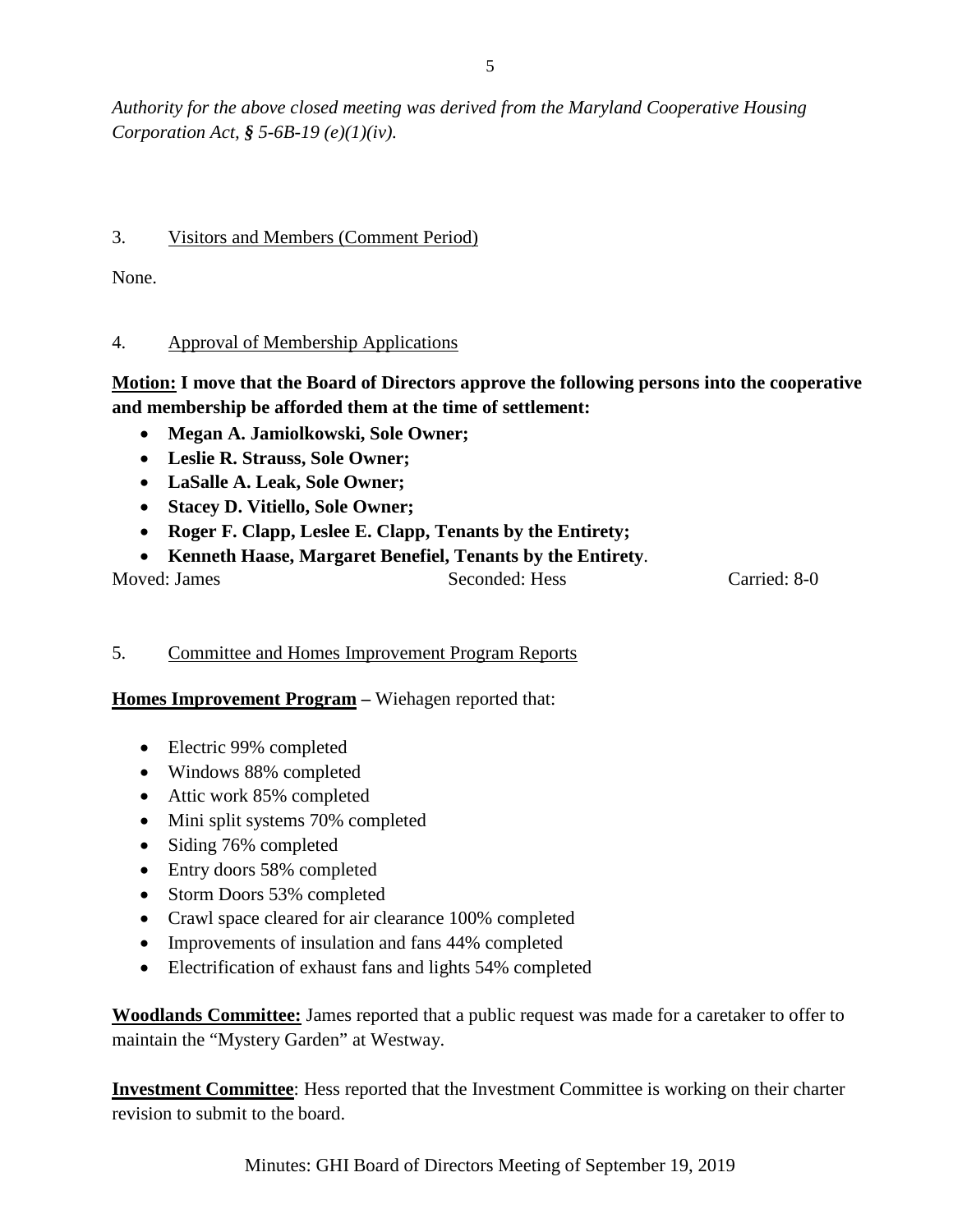*Authority for the above closed meeting was derived from the Maryland Cooperative Housing Corporation Act, § 5-6B-19 (e)(1)(iv).*

3. Visitors and Members (Comment Period)

None.

4. Approval of Membership Applications

**Motion: I move that the Board of Directors approve the following persons into the cooperative and membership be afforded them at the time of settlement:**

- **Megan A. Jamiolkowski, Sole Owner;**
- **Leslie R. Strauss, Sole Owner;**
- **LaSalle A. Leak, Sole Owner;**
- **Stacey D. Vitiello, Sole Owner;**
- **Roger F. Clapp, Leslee E. Clapp, Tenants by the Entirety;**
- **Kenneth Haase, Margaret Benefiel, Tenants by the Entirety**.

Moved: James Seconded: Hess Carried: 8-0

5. Committee and Homes Improvement Program Reports

**Homes Improvement Program –** Wiehagen reported that:

- Electric 99% completed
- Windows 88% completed
- Attic work 85% completed
- Mini split systems 70% completed
- Siding 76% completed
- Entry doors 58% completed
- Storm Doors 53% completed
- Crawl space cleared for air clearance 100% completed
- Improvements of insulation and fans 44% completed
- Electrification of exhaust fans and lights 54% completed

**Woodlands Committee:** James reported that a public request was made for a caretaker to offer to maintain the "Mystery Garden" at Westway.

**Investment Committee**: Hess reported that the Investment Committee is working on their charter revision to submit to the board.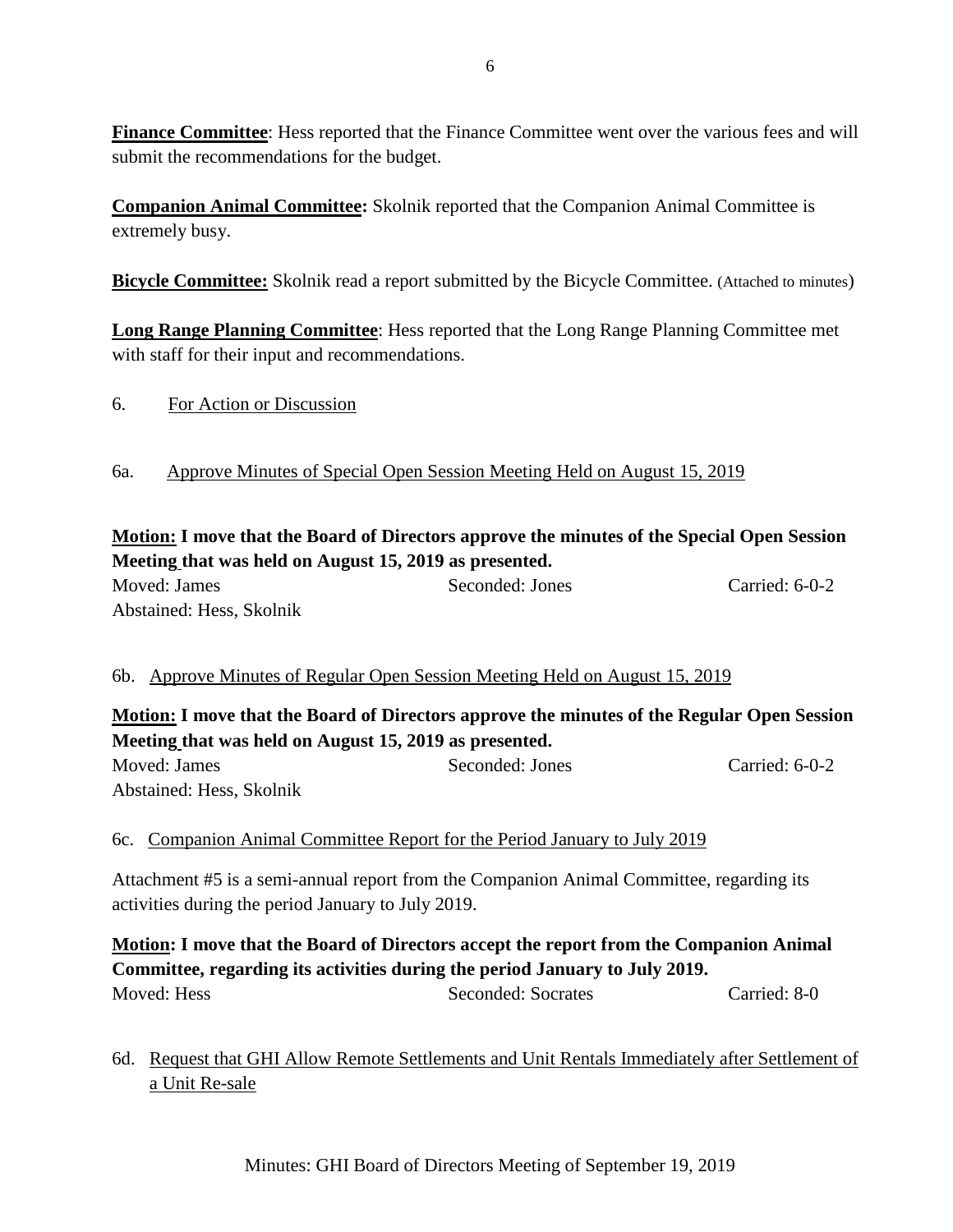**Finance Committee**: Hess reported that the Finance Committee went over the various fees and will submit the recommendations for the budget.

**Companion Animal Committee:** Skolnik reported that the Companion Animal Committee is extremely busy.

**Bicycle Committee:** Skolnik read a report submitted by the Bicycle Committee. (Attached to minutes)

**Long Range Planning Committee**: Hess reported that the Long Range Planning Committee met with staff for their input and recommendations.

6. For Action or Discussion

6a. Approve Minutes of Special Open Session Meeting Held on August 15, 2019

**Motion: I move that the Board of Directors approve the minutes of the Special Open Session Meeting that was held on August 15, 2019 as presented.**

Moved: James Seconded: Jones Carried: 6-0-2
Abstained: Hess, Skolnik

6b. Approve Minutes of Regular Open Session Meeting Held on August 15, 2019

**Motion: I move that the Board of Directors approve the minutes of the Regular Open Session Meeting that was held on August 15, 2019 as presented.**

Moved: James Seconded: Jones Carried: 6-0-2
Abstained: Hess, Skolnik

6c. Companion Animal Committee Report for the Period January to July 2019

Attachment #5 is a semi-annual report from the Companion Animal Committee, regarding its activities during the period January to July 2019.

**Motion: I move that the Board of Directors accept the report from the Companion Animal Committee, regarding its activities during the period January to July 2019.**

Moved: Hess Seconded: Socrates Carried: 8-0

6d. Request that GHI Allow Remote Settlements and Unit Rentals Immediately after Settlement of a Unit Re-sale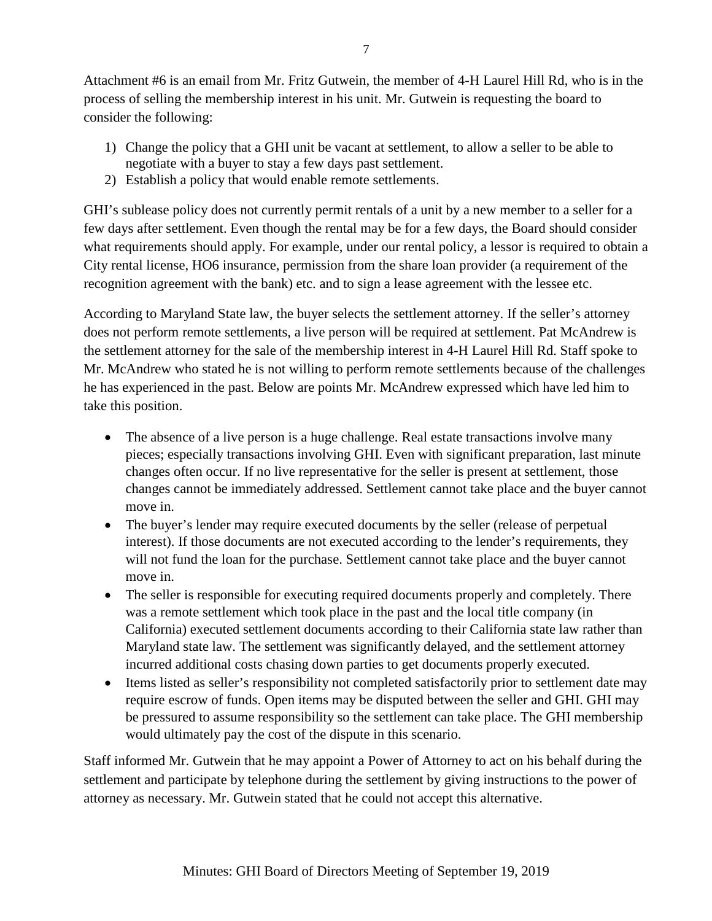Attachment #6 is an email from Mr. Fritz Gutwein, the member of 4-H Laurel Hill Rd, who is in the process of selling the membership interest in his unit. Mr. Gutwein is requesting the board to consider the following:

1) Change the policy that a GHI unit be vacant at settlement, to allow a seller to be able to negotiate with a buyer to stay a few days past settlement.
2) Establish a policy that would enable remote settlements.

GHI's sublease policy does not currently permit rentals of a unit by a new member to a seller for a few days after settlement. Even though the rental may be for a few days, the Board should consider what requirements should apply. For example, under our rental policy, a lessor is required to obtain a City rental license, HO6 insurance, permission from the share loan provider (a requirement of the recognition agreement with the bank) etc. and to sign a lease agreement with the lessee etc.

According to Maryland State law, the buyer selects the settlement attorney. If the seller's attorney does not perform remote settlements, a live person will be required at settlement. Pat McAndrew is the settlement attorney for the sale of the membership interest in 4-H Laurel Hill Rd. Staff spoke to Mr. McAndrew who stated he is not willing to perform remote settlements because of the challenges he has experienced in the past. Below are points Mr. McAndrew expressed which have led him to take this position.

- The absence of a live person is a huge challenge. Real estate transactions involve many pieces; especially transactions involving GHI. Even with significant preparation, last minute changes often occur. If no live representative for the seller is present at settlement, those changes cannot be immediately addressed. Settlement cannot take place and the buyer cannot move in.
- The buyer's lender may require executed documents by the seller (release of perpetual interest). If those documents are not executed according to the lender's requirements, they will not fund the loan for the purchase. Settlement cannot take place and the buyer cannot move in.
- The seller is responsible for executing required documents properly and completely. There was a remote settlement which took place in the past and the local title company (in California) executed settlement documents according to their California state law rather than Maryland state law. The settlement was significantly delayed, and the settlement attorney incurred additional costs chasing down parties to get documents properly executed.
- Items listed as seller's responsibility not completed satisfactorily prior to settlement date may require escrow of funds. Open items may be disputed between the seller and GHI. GHI may be pressured to assume responsibility so the settlement can take place. The GHI membership would ultimately pay the cost of the dispute in this scenario.

Staff informed Mr. Gutwein that he may appoint a Power of Attorney to act on his behalf during the settlement and participate by telephone during the settlement by giving instructions to the power of attorney as necessary. Mr. Gutwein stated that he could not accept this alternative.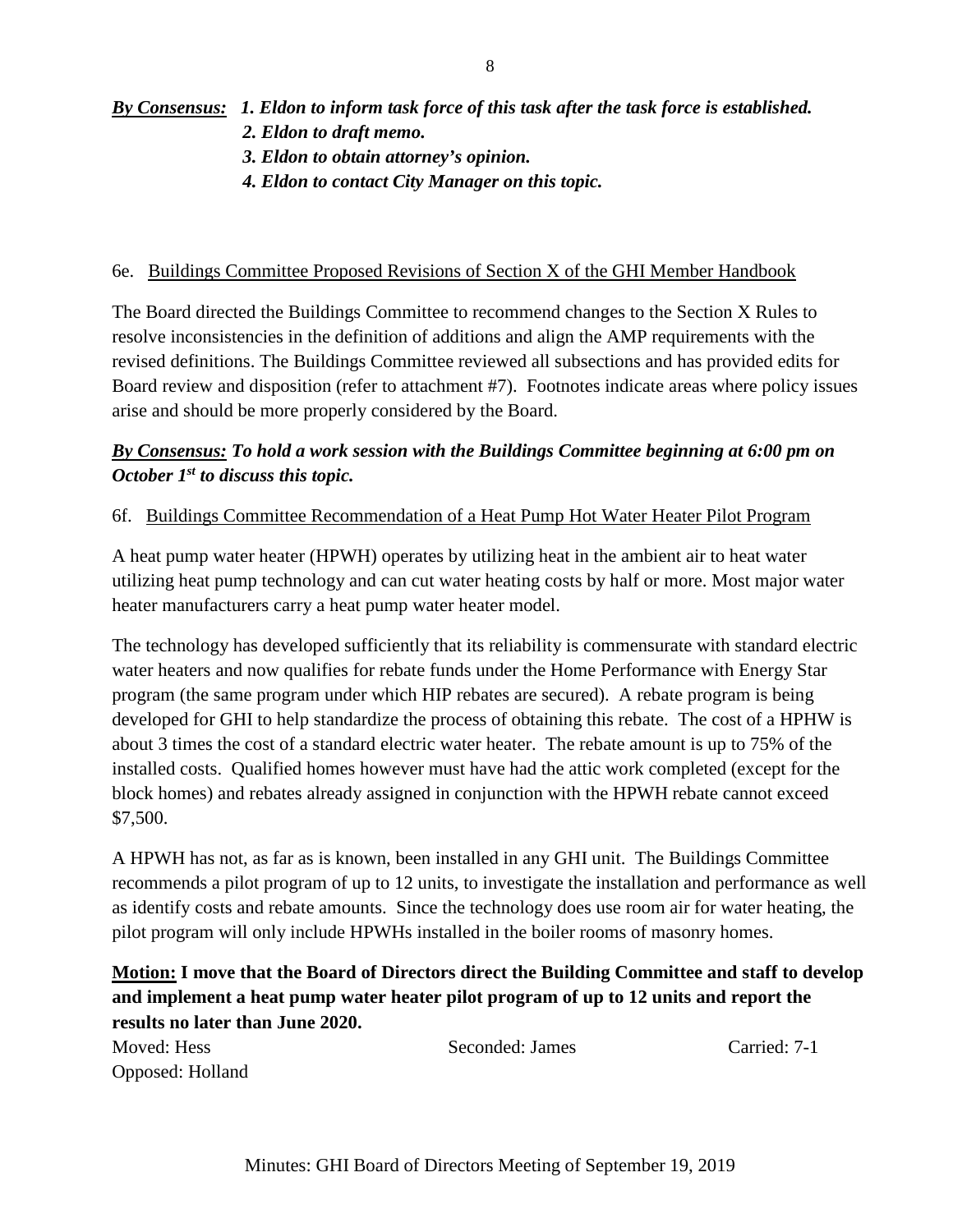***By Consensus:*** ***1. Eldon to inform task force of this task after the task force is established.***
***2. Eldon to draft memo.***
***3. Eldon to obtain attorney's opinion.***
***4. Eldon to contact City Manager on this topic.***

6e. Buildings Committee Proposed Revisions of Section X of the GHI Member Handbook

The Board directed the Buildings Committee to recommend changes to the Section X Rules to resolve inconsistencies in the definition of additions and align the AMP requirements with the revised definitions. The Buildings Committee reviewed all subsections and has provided edits for Board review and disposition (refer to attachment #7). Footnotes indicate areas where policy issues arise and should be more properly considered by the Board.

***By Consensus:*** ***To hold a work session with the Buildings Committee beginning at 6:00 pm on October 1st to discuss this topic.***

6f. Buildings Committee Recommendation of a Heat Pump Hot Water Heater Pilot Program

A heat pump water heater (HPWH) operates by utilizing heat in the ambient air to heat water utilizing heat pump technology and can cut water heating costs by half or more. Most major water heater manufacturers carry a heat pump water heater model.

The technology has developed sufficiently that its reliability is commensurate with standard electric water heaters and now qualifies for rebate funds under the Home Performance with Energy Star program (the same program under which HIP rebates are secured). A rebate program is being developed for GHI to help standardize the process of obtaining this rebate. The cost of a HPHW is about 3 times the cost of a standard electric water heater. The rebate amount is up to 75% of the installed costs. Qualified homes however must have had the attic work completed (except for the block homes) and rebates already assigned in conjunction with the HPWH rebate cannot exceed $7,500.

A HPWH has not, as far as is known, been installed in any GHI unit. The Buildings Committee recommends a pilot program of up to 12 units, to investigate the installation and performance as well as identify costs and rebate amounts. Since the technology does use room air for water heating, the pilot program will only include HPWHs installed in the boiler rooms of masonry homes.

**Motion:** **I move that the Board of Directors direct the Building Committee and staff to develop and implement a heat pump water heater pilot program of up to 12 units and report the results no later than June 2020.**

Moved: Hess | Seconded: James | Carried: 7-1
Opposed: Holland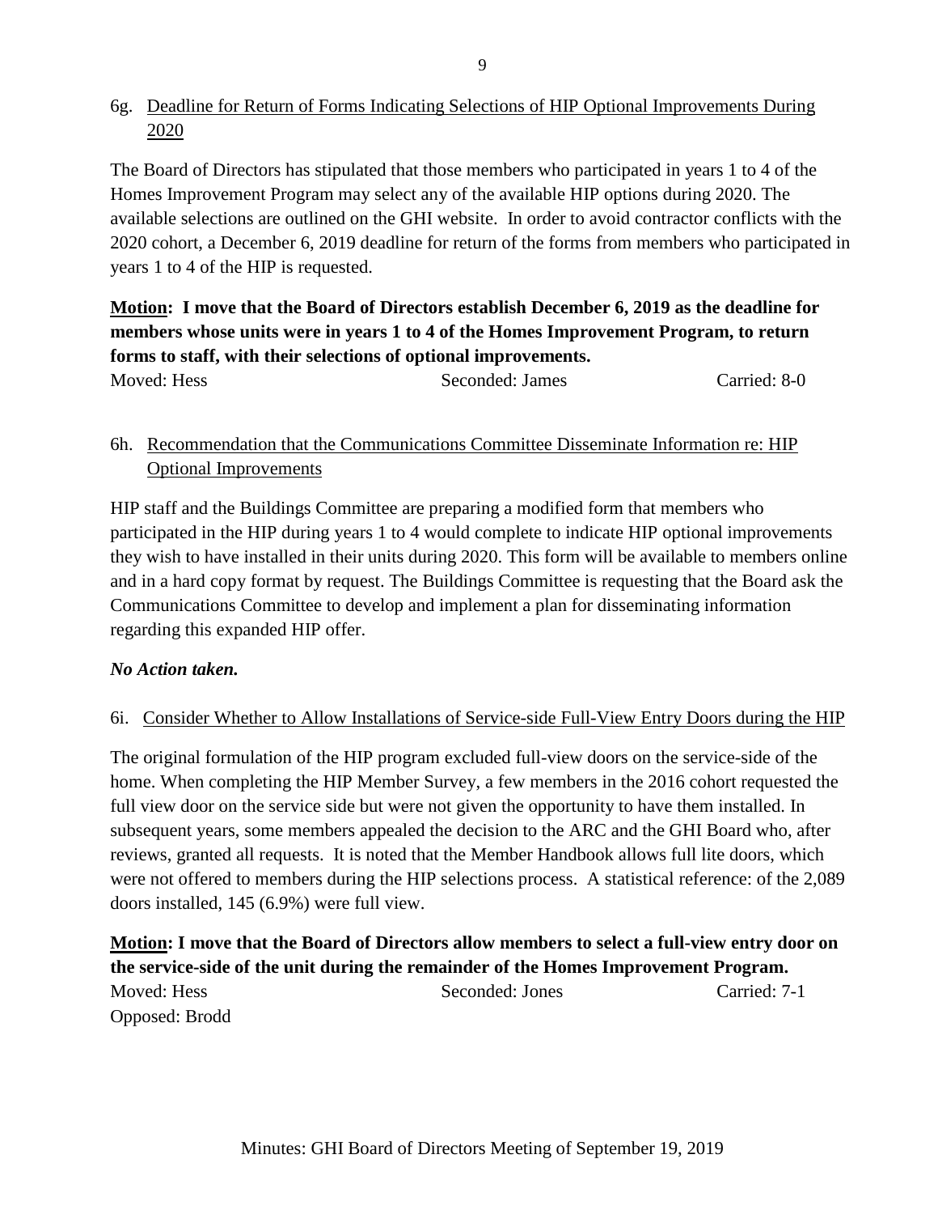6g. Deadline for Return of Forms Indicating Selections of HIP Optional Improvements During 2020

The Board of Directors has stipulated that those members who participated in years 1 to 4 of the Homes Improvement Program may select any of the available HIP options during 2020. The available selections are outlined on the GHI website. In order to avoid contractor conflicts with the 2020 cohort, a December 6, 2019 deadline for return of the forms from members who participated in years 1 to 4 of the HIP is requested.

**Motion: I move that the Board of Directors establish December 6, 2019 as the deadline for members whose units were in years 1 to 4 of the Homes Improvement Program, to return forms to staff, with their selections of optional improvements.**

Moved: Hess Seconded: James Carried: 8-0

6h. Recommendation that the Communications Committee Disseminate Information re: HIP Optional Improvements

HIP staff and the Buildings Committee are preparing a modified form that members who participated in the HIP during years 1 to 4 would complete to indicate HIP optional improvements they wish to have installed in their units during 2020. This form will be available to members online and in a hard copy format by request. The Buildings Committee is requesting that the Board ask the Communications Committee to develop and implement a plan for disseminating information regarding this expanded HIP offer.

***No Action taken.***

6i. Consider Whether to Allow Installations of Service-side Full-View Entry Doors during the HIP

The original formulation of the HIP program excluded full-view doors on the service-side of the home. When completing the HIP Member Survey, a few members in the 2016 cohort requested the full view door on the service side but were not given the opportunity to have them installed. In subsequent years, some members appealed the decision to the ARC and the GHI Board who, after reviews, granted all requests. It is noted that the Member Handbook allows full lite doors, which were not offered to members during the HIP selections process. A statistical reference: of the 2,089 doors installed, 145 (6.9%) were full view.

**Motion: I move that the Board of Directors allow members to select a full-view entry door on the service-side of the unit during the remainder of the Homes Improvement Program.**

Moved: Hess Seconded: Jones Carried: 7-1
Opposed: Brodd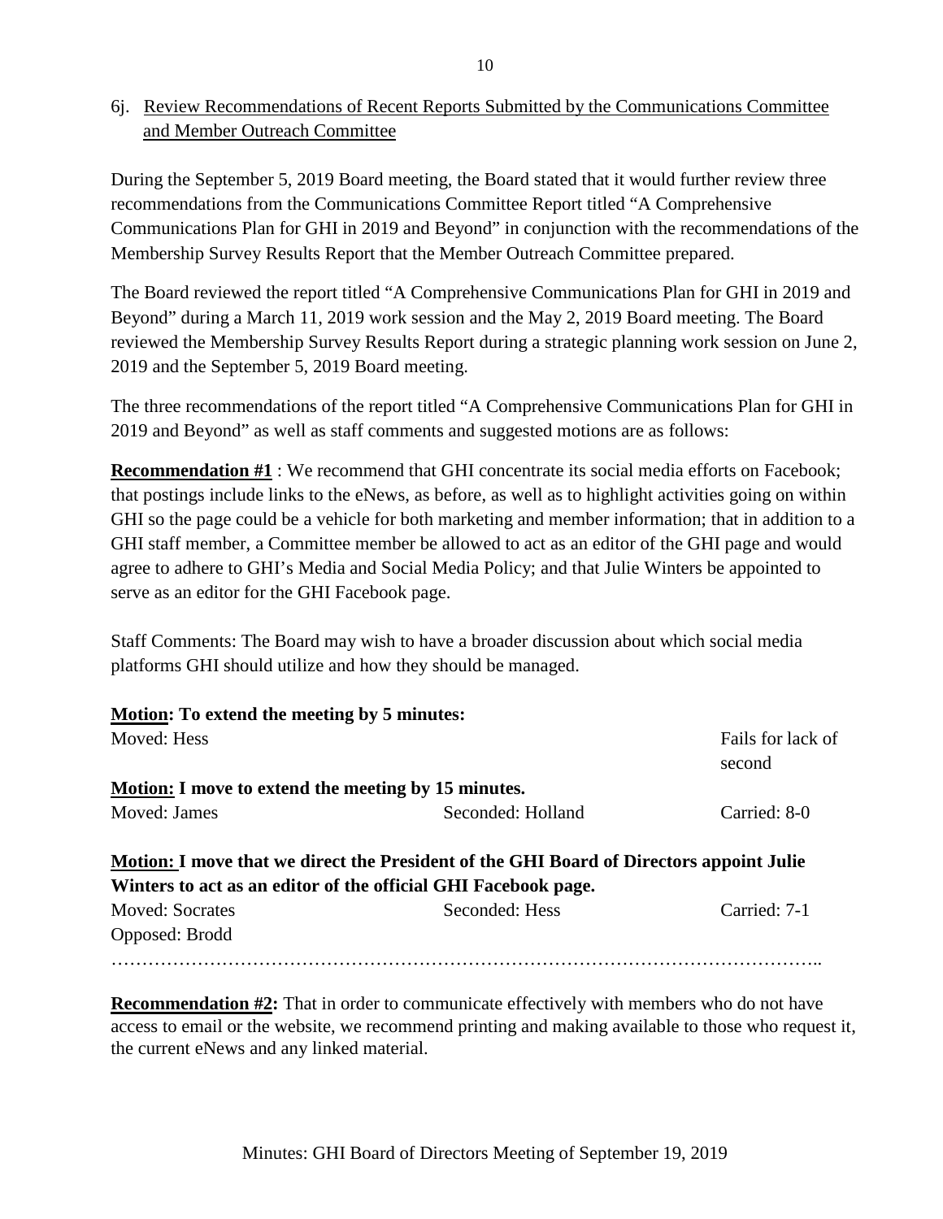6j. Review Recommendations of Recent Reports Submitted by the Communications Committee and Member Outreach Committee

During the September 5, 2019 Board meeting, the Board stated that it would further review three recommendations from the Communications Committee Report titled "A Comprehensive Communications Plan for GHI in 2019 and Beyond" in conjunction with the recommendations of the Membership Survey Results Report that the Member Outreach Committee prepared.

The Board reviewed the report titled "A Comprehensive Communications Plan for GHI in 2019 and Beyond" during a March 11, 2019 work session and the May 2, 2019 Board meeting. The Board reviewed the Membership Survey Results Report during a strategic planning work session on June 2, 2019 and the September 5, 2019 Board meeting.

The three recommendations of the report titled "A Comprehensive Communications Plan for GHI in 2019 and Beyond" as well as staff comments and suggested motions are as follows:

**Recommendation #1** : We recommend that GHI concentrate its social media efforts on Facebook; that postings include links to the eNews, as before, as well as to highlight activities going on within GHI so the page could be a vehicle for both marketing and member information; that in addition to a GHI staff member, a Committee member be allowed to act as an editor of the GHI page and would agree to adhere to GHI's Media and Social Media Policy; and that Julie Winters be appointed to serve as an editor for the GHI Facebook page.

Staff Comments: The Board may wish to have a broader discussion about which social media platforms GHI should utilize and how they should be managed.

**Motion: To extend the meeting by 5 minutes:**

Moved: Hess — Fails for lack of second

**Motion: I move to extend the meeting by 15 minutes.**

Moved: James — Seconded: Holland — Carried: 8-0

**Motion: I move that we direct the President of the GHI Board of Directors appoint Julie Winters to act as an editor of the official GHI Facebook page.**

Moved: Socrates — Seconded: Hess — Carried: 7-1

Opposed: Brodd

………………………………………………………………………………………………..

**Recommendation #2:** That in order to communicate effectively with members who do not have access to email or the website, we recommend printing and making available to those who request it, the current eNews and any linked material.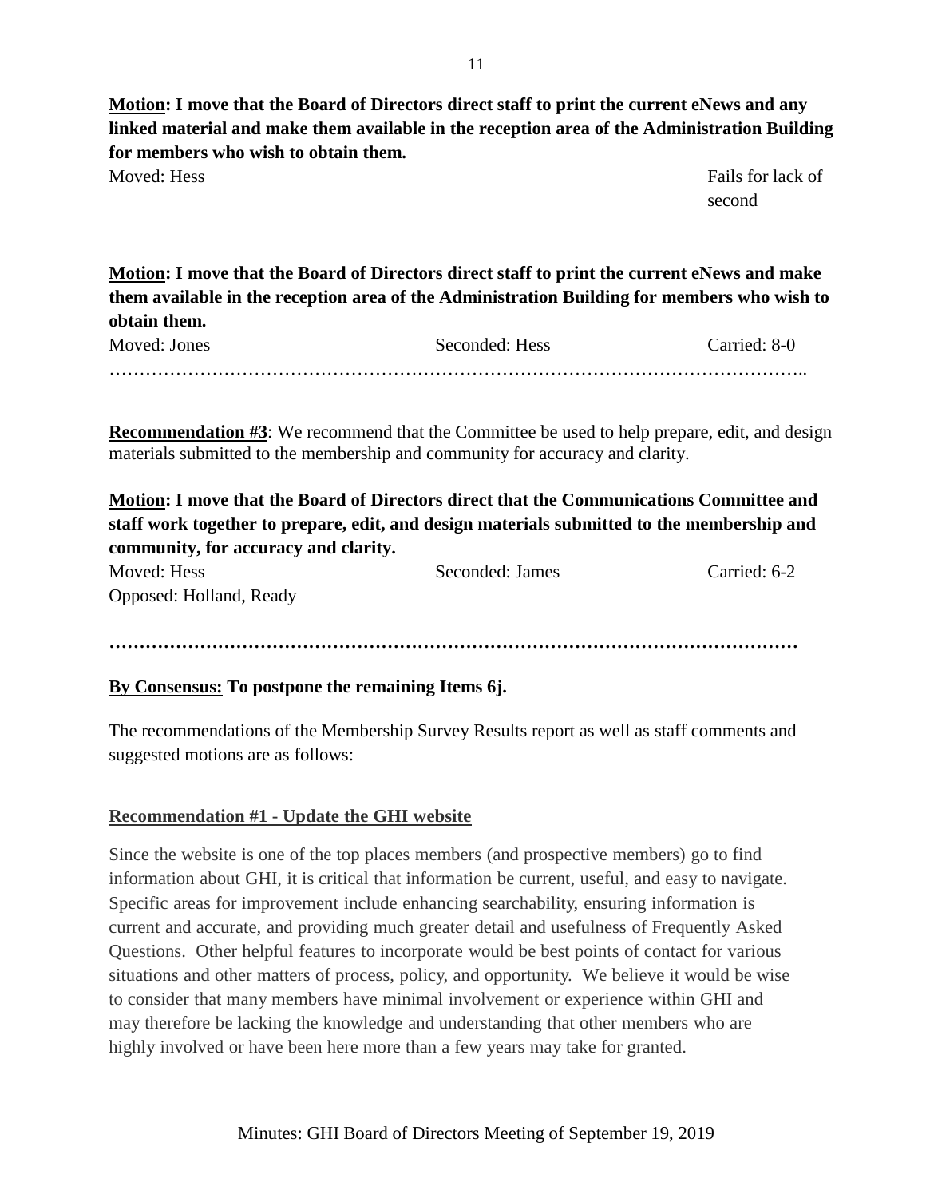**<u>Motion</u>: I move that the Board of Directors direct staff to print the current eNews and any linked material and make them available in the reception area of the Administration Building for members who wish to obtain them.**

Moved: Hess — Fails for lack of second

**<u>Motion</u>: I move that the Board of Directors direct staff to print the current eNews and make them available in the reception area of the Administration Building for members who wish to obtain them.**

Moved: Jones — Seconded: Hess — Carried: 8-0

…………………………………………………………………………………………………..

**<u>Recommendation #3</u>**: We recommend that the Committee be used to help prepare, edit, and design materials submitted to the membership and community for accuracy and clarity.

**<u>Motion</u>: I move that the Board of Directors direct that the Communications Committee and staff work together to prepare, edit, and design materials submitted to the membership and community, for accuracy and clarity.**

Moved: Hess — Seconded: James — Carried: 6-2

Opposed: Holland, Ready

**…………………………………………………………………………………………………**

**<u>By Consensus:</u> To postpone the remaining Items 6j.**

The recommendations of the Membership Survey Results report as well as staff comments and suggested motions are as follows:

**<u>Recommendation #1 - Update the GHI website</u>**

Since the website is one of the top places members (and prospective members) go to find information about GHI, it is critical that information be current, useful, and easy to navigate. Specific areas for improvement include enhancing searchability, ensuring information is current and accurate, and providing much greater detail and usefulness of Frequently Asked Questions. Other helpful features to incorporate would be best points of contact for various situations and other matters of process, policy, and opportunity. We believe it would be wise to consider that many members have minimal involvement or experience within GHI and may therefore be lacking the knowledge and understanding that other members who are highly involved or have been here more than a few years may take for granted.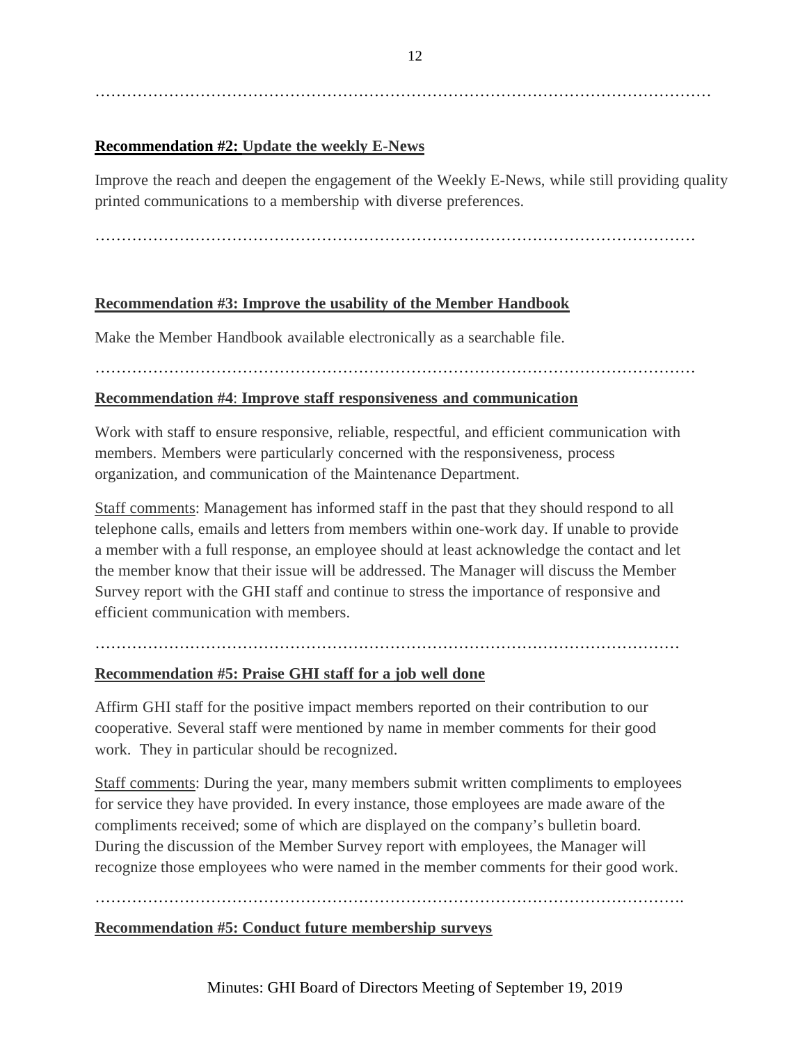……………………………………………………………………………………………………

**Recommendation #2: Update the weekly E-News**

Improve the reach and deepen the engagement of the Weekly E-News, while still providing quality printed communications to a membership with diverse preferences.

……………………………………………………………………………………………………

**Recommendation #3: Improve the usability of the Member Handbook**

Make the Member Handbook available electronically as a searchable file.

……………………………………………………………………………………………………

**Recommendation #4: Improve staff responsiveness and communication**

Work with staff to ensure responsive, reliable, respectful, and efficient communication with members. Members were particularly concerned with the responsiveness, process organization, and communication of the Maintenance Department.

Staff comments: Management has informed staff in the past that they should respond to all telephone calls, emails and letters from members within one-work day. If unable to provide a member with a full response, an employee should at least acknowledge the contact and let the member know that their issue will be addressed. The Manager will discuss the Member Survey report with the GHI staff and continue to stress the importance of responsive and efficient communication with members.

……………………………………………………………………………………………………

**Recommendation #5: Praise GHI staff for a job well done**

Affirm GHI staff for the positive impact members reported on their contribution to our cooperative. Several staff were mentioned by name in member comments for their good work. They in particular should be recognized.

Staff comments: During the year, many members submit written compliments to employees for service they have provided. In every instance, those employees are made aware of the compliments received; some of which are displayed on the company's bulletin board. During the discussion of the Member Survey report with employees, the Manager will recognize those employees who were named in the member comments for their good work.

……………………………………………………………………………………………………

**Recommendation #5: Conduct future membership surveys**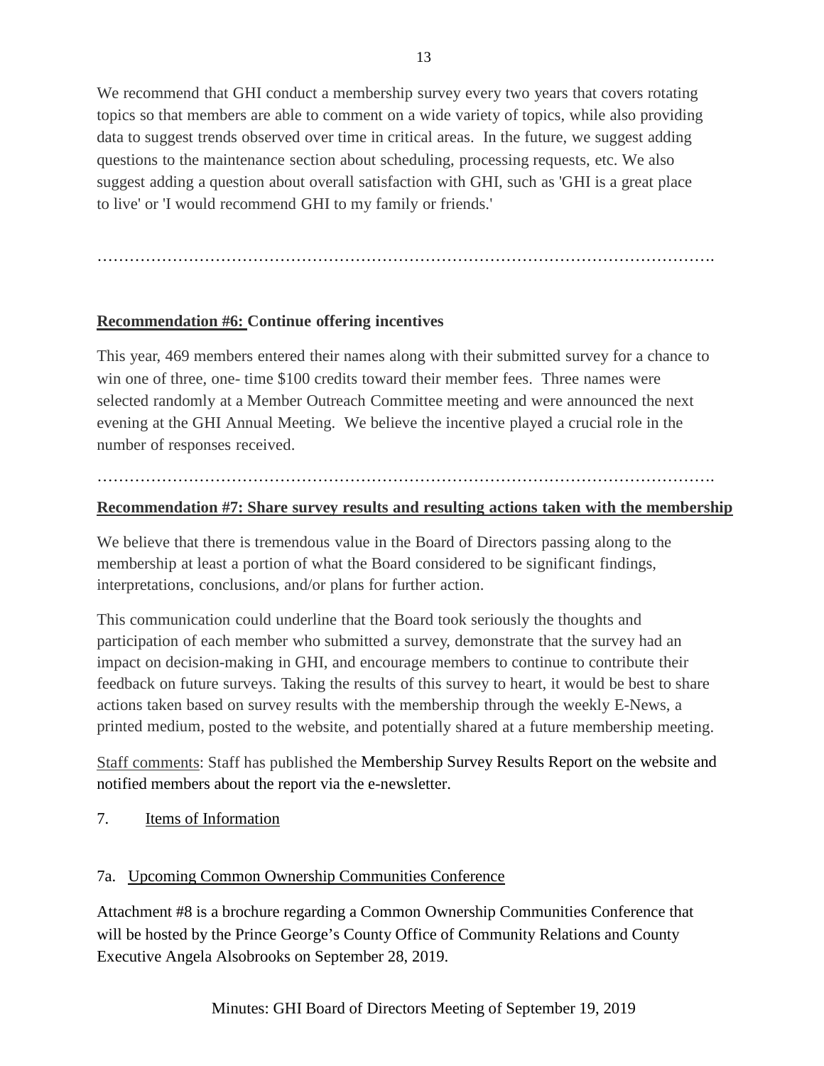We recommend that GHI conduct a membership survey every two years that covers rotating topics so that members are able to comment on a wide variety of topics, while also providing data to suggest trends observed over time in critical areas. In the future, we suggest adding questions to the maintenance section about scheduling, processing requests, etc. We also suggest adding a question about overall satisfaction with GHI, such as 'GHI is a great place to live' or 'I would recommend GHI to my family or friends.'

…………………………………………………………………………………………………….

**Recommendation #6: Continue offering incentives**

This year, 469 members entered their names along with their submitted survey for a chance to win one of three, one- time $100 credits toward their member fees. Three names were selected randomly at a Member Outreach Committee meeting and were announced the next evening at the GHI Annual Meeting. We believe the incentive played a crucial role in the number of responses received.

…………………………………………………………………………………………………….

**Recommendation #7: Share survey results and resulting actions taken with the membership**

We believe that there is tremendous value in the Board of Directors passing along to the membership at least a portion of what the Board considered to be significant findings, interpretations, conclusions, and/or plans for further action.

This communication could underline that the Board took seriously the thoughts and participation of each member who submitted a survey, demonstrate that the survey had an impact on decision-making in GHI, and encourage members to continue to contribute their feedback on future surveys. Taking the results of this survey to heart, it would be best to share actions taken based on survey results with the membership through the weekly E-News, a printed medium, posted to the website, and potentially shared at a future membership meeting.

Staff comments: Staff has published the Membership Survey Results Report on the website and notified members about the report via the e-newsletter.

7. Items of Information

7a. Upcoming Common Ownership Communities Conference

Attachment #8 is a brochure regarding a Common Ownership Communities Conference that will be hosted by the Prince George's County Office of Community Relations and County Executive Angela Alsobrooks on September 28, 2019.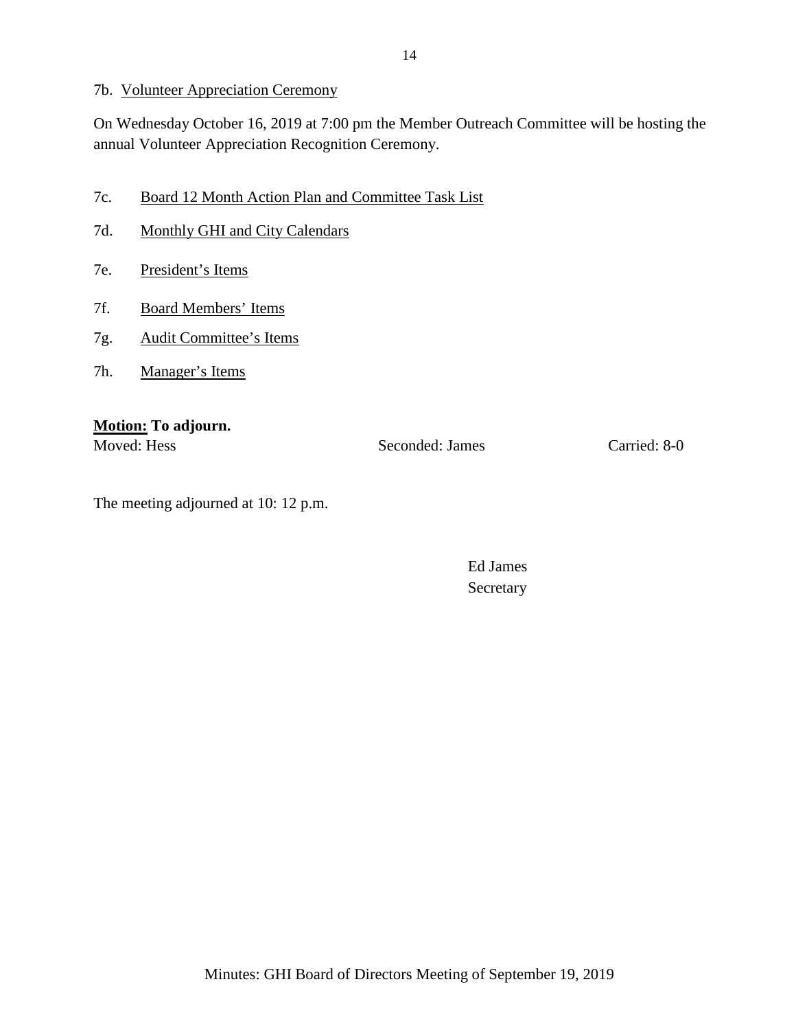7b. Volunteer Appreciation Ceremony

On Wednesday October 16, 2019 at 7:00 pm the Member Outreach Committee will be hosting the annual Volunteer Appreciation Recognition Ceremony.

7c. Board 12 Month Action Plan and Committee Task List

7d. Monthly GHI and City Calendars

7e. President's Items

7f. Board Members' Items

7g. Audit Committee's Items

7h. Manager's Items

**Motion: To adjourn.**

Moved: Hess Seconded: James Carried: 8-0

The meeting adjourned at 10: 12 p.m.

Ed James
Secretary